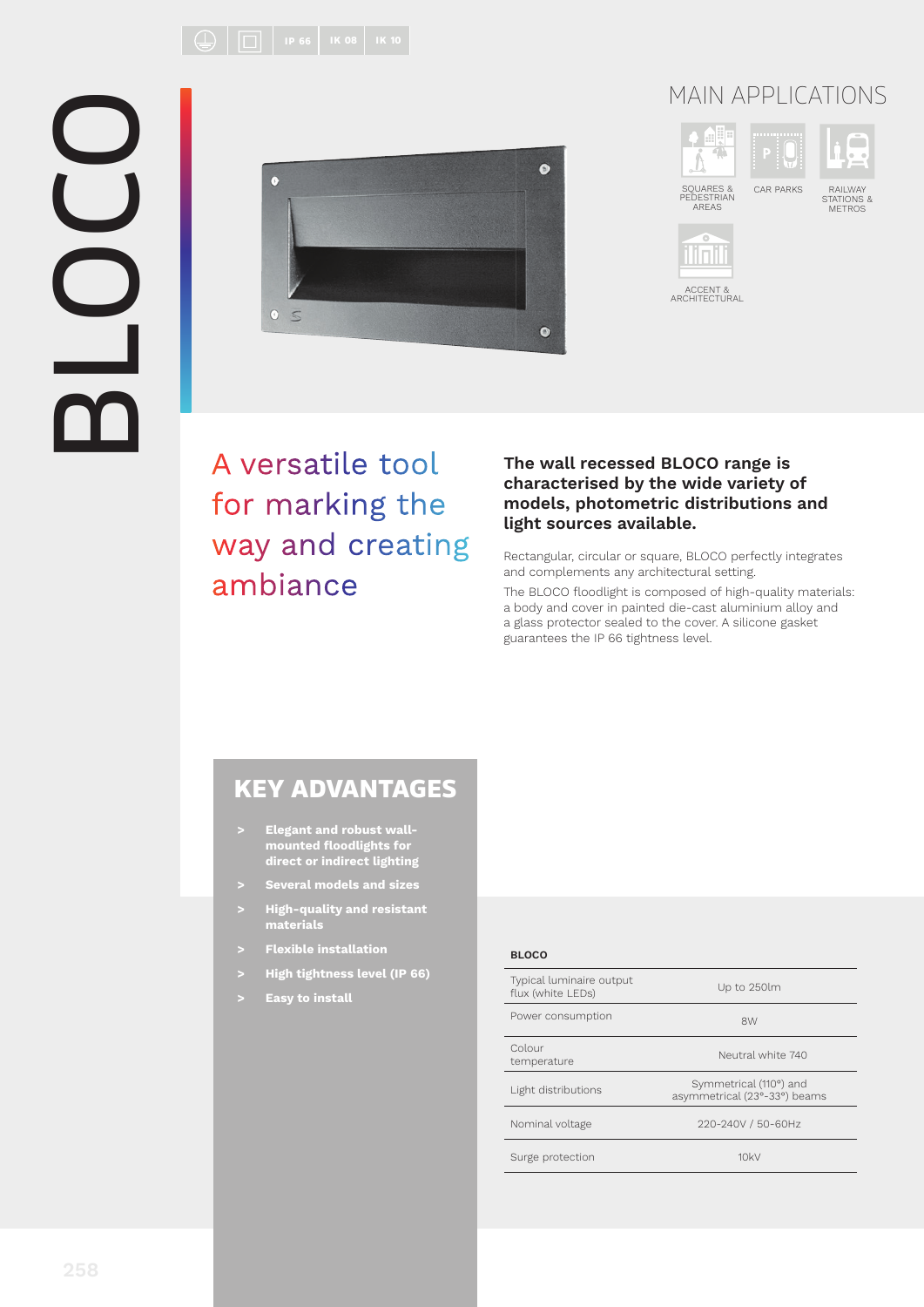IP 66 | IK 08 | IK 10

# BLOCO

## MAIN APPLICATIONS

SQUARES & PEDESTRIAN AREAS

CAR PARKS

RAILWAY STATIONS & METROS

ACCENT & ARCHITECTURAL

## A versatile tool for marking the way and creating ambiance

**The wall recessed BLOCO range is characterised by the wide variety of models, photometric distributions and light sources available.**

Rectangular, circular or square, BLOCO perfectly integrates and complements any architectural setting.

The BLOCO floodlight is composed of high-quality materials: a body and cover in painted die-cast aluminium alloy and a glass protector sealed to the cover. A silicone gasket guarantees the IP 66 tightness level.

## KEY ADVANTAGES

- **Elegant and robust wall-mounted floodlights for direct or indirect lighting**
- **Several models and sizes**
- **High-quality and resistant materials**
- **Flexible installation**
- **High tightness level (IP 66)**
- **Easy to install**

| BLOCO | |
|---|---|
| Typical luminaire output flux (white LEDs) | Up to 250lm |
| Power consumption | 8W |
| Colour temperature | Neutral white 740 |
| Light distributions | Symmetrical (110°) and asymmetrical (23°-33°) beams |
| Nominal voltage | 220-240V / 50-60Hz |
| Surge protection | 10kV |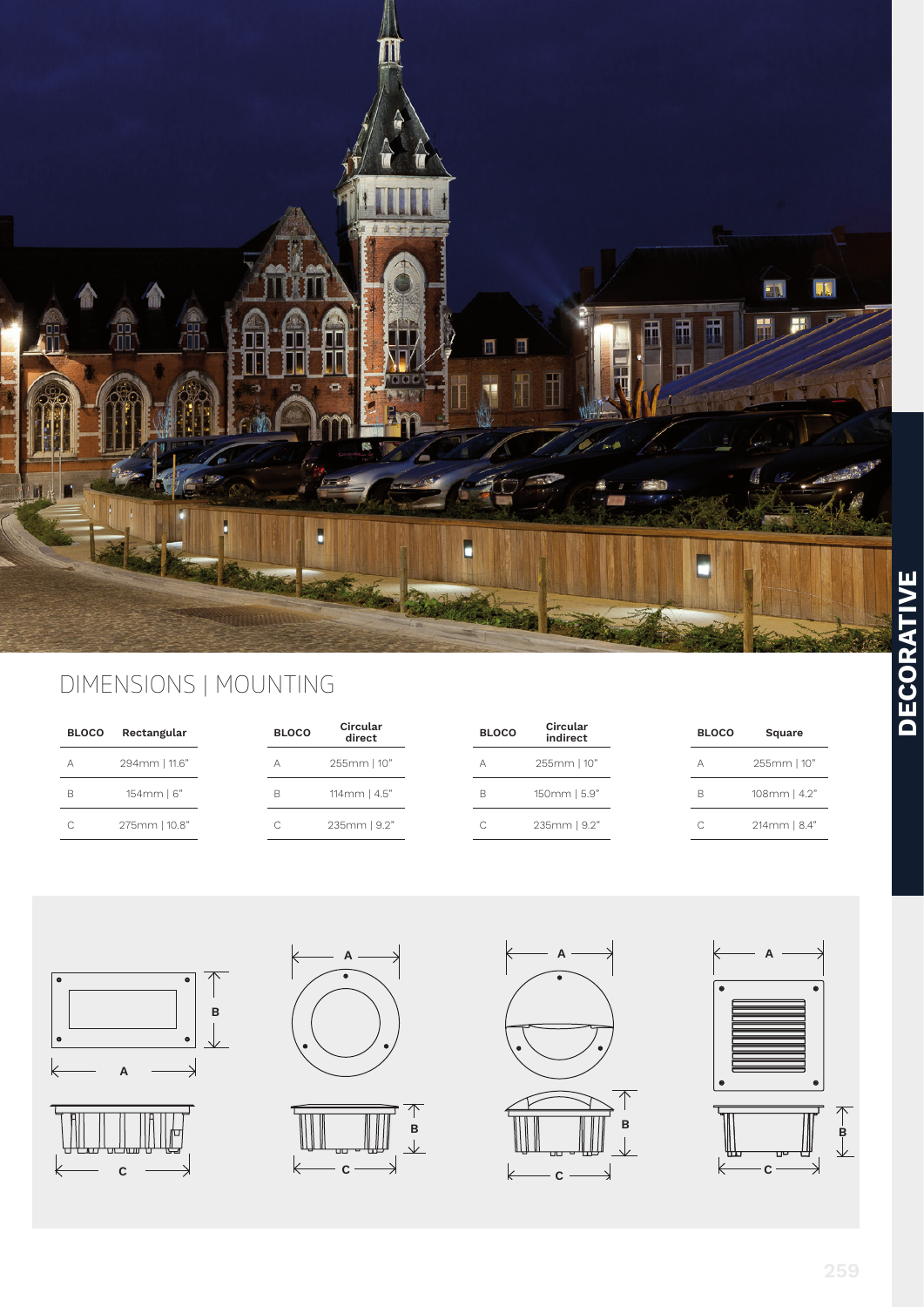## DIMENSIONS | MOUNTING

| BLOCO | Rectangular |
|---|---|
| A | 294mm \| 11.6" |
| B | 154mm \| 6" |
| C | 275mm \| 10.8" |

| BLOCO | Circular direct |
|---|---|
| A | 255mm \| 10" |
| B | 114mm \| 4.5" |
| C | 235mm \| 9.2" |

| BLOCO | Circular indirect |
|---|---|
| A | 255mm \| 10" |
| B | 150mm \| 5.9" |
| C | 235mm \| 9.2" |

| BLOCO | Square |
|---|---|
| A | 255mm \| 10" |
| B | 108mm \| 4.2" |
| C | 214mm \| 8.4" |

B
A
C

A
B
C

A
B
C

A
B
C